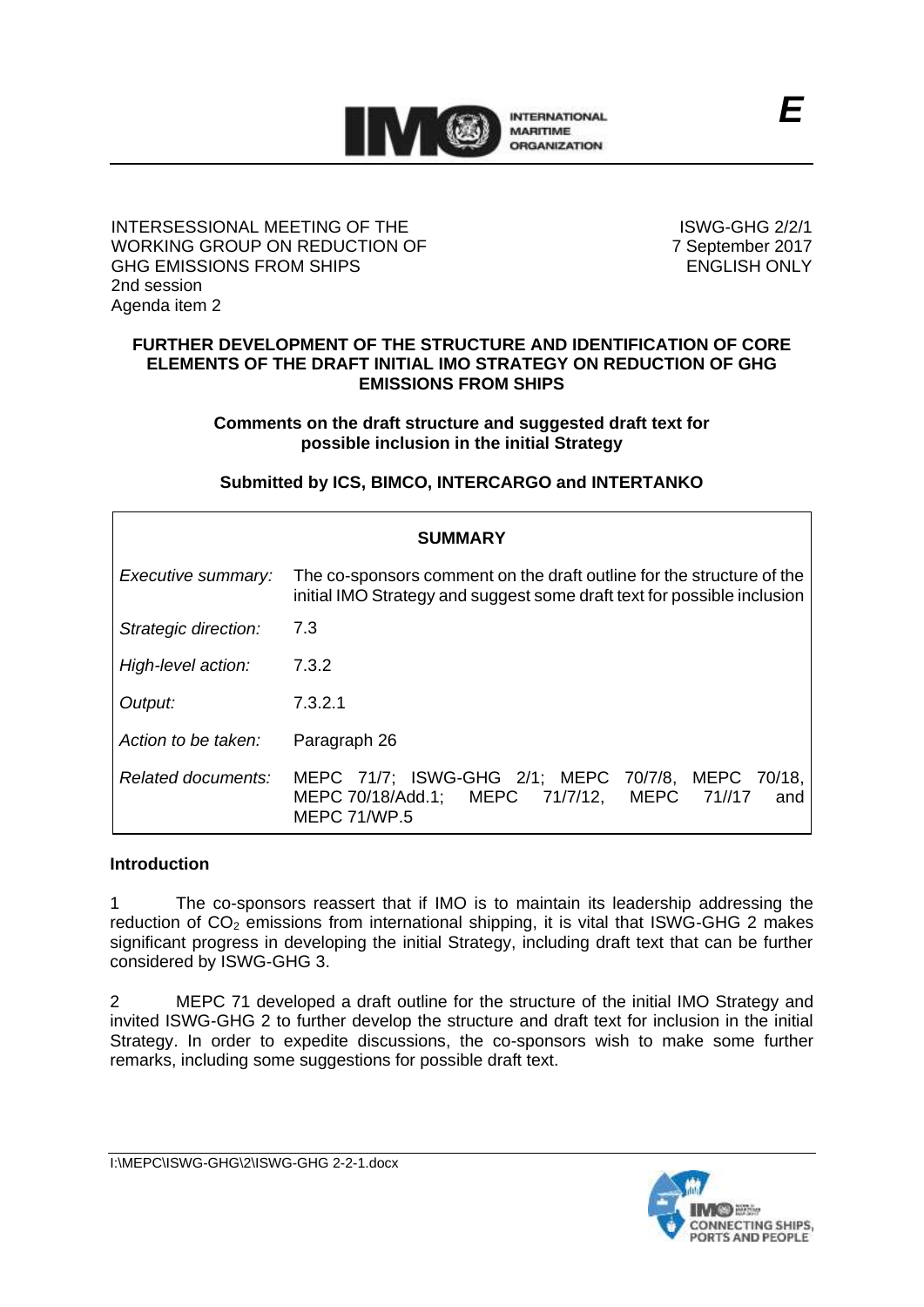E

INTERSESSIONAL MEETING OF THE WORKING GROUP ON REDUCTION OF GHG EMISSIONS FROM SHIPS
2nd session
Agenda item 2

ISWG-GHG 2/2/1
7 September 2017
ENGLISH ONLY

**FURTHER DEVELOPMENT OF THE STRUCTURE AND IDENTIFICATION OF CORE ELEMENTS OF THE DRAFT INITIAL IMO STRATEGY ON REDUCTION OF GHG EMISSIONS FROM SHIPS**

**Comments on the draft structure and suggested draft text for possible inclusion in the initial Strategy**

**Submitted by ICS, BIMCO, INTERCARGO and INTERTANKO**

| **SUMMARY** | |
|---|---|
| *Executive summary:* | The co-sponsors comment on the draft outline for the structure of the initial IMO Strategy and suggest some draft text for possible inclusion |
| *Strategic direction:* | 7.3 |
| *High-level action:* | 7.3.2 |
| *Output:* | 7.3.2.1 |
| *Action to be taken:* | Paragraph 26 |
| *Related documents:* | MEPC 71/7; ISWG-GHG 2/1; MEPC 70/7/8, MEPC 70/18, MEPC 70/18/Add.1; MEPC 71/7/12, MEPC 71//17 and MEPC 71/WP.5 |

**Introduction**

1 The co-sponsors reassert that if IMO is to maintain its leadership addressing the reduction of $CO_2$ emissions from international shipping, it is vital that ISWG-GHG 2 makes significant progress in developing the initial Strategy, including draft text that can be further considered by ISWG-GHG 3.

2 MEPC 71 developed a draft outline for the structure of the initial IMO Strategy and invited ISWG-GHG 2 to further develop the structure and draft text for inclusion in the initial Strategy. In order to expedite discussions, the co-sponsors wish to make some further remarks, including some suggestions for possible draft text.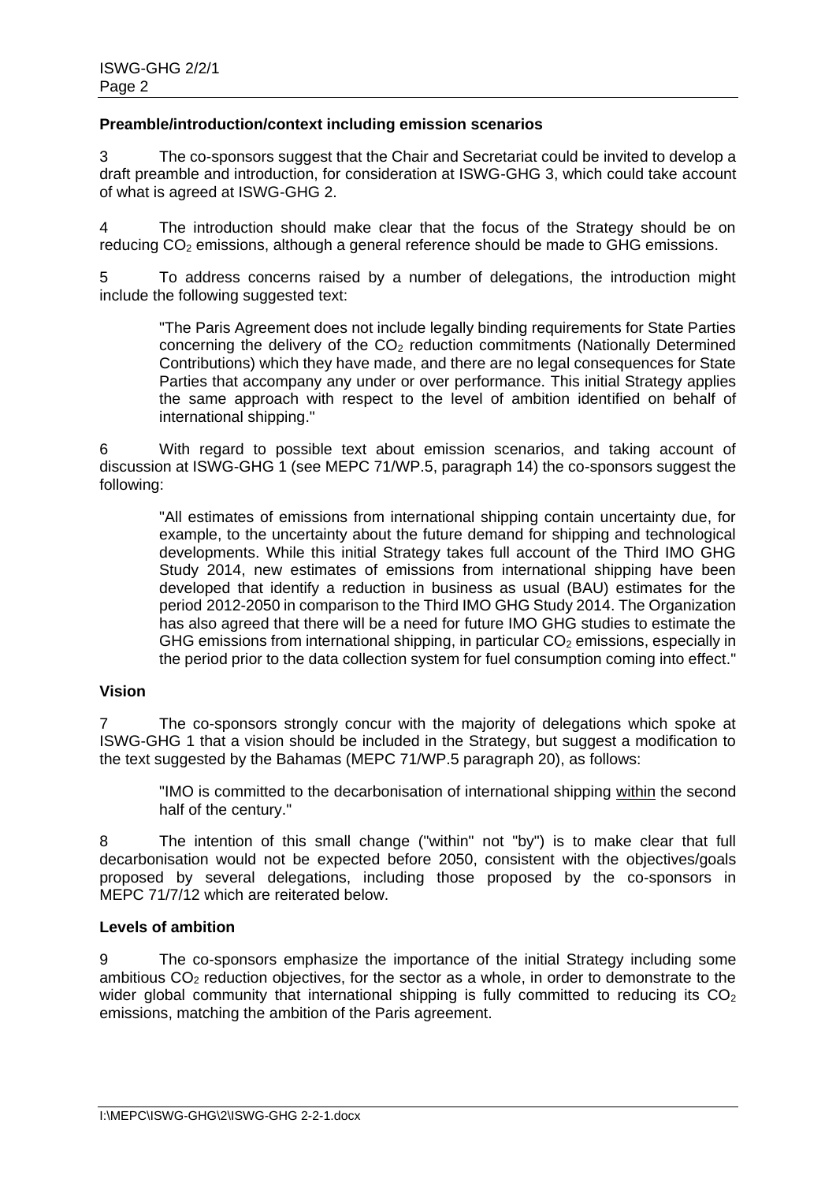**Preamble/introduction/context including emission scenarios**

3 The co-sponsors suggest that the Chair and Secretariat could be invited to develop a draft preamble and introduction, for consideration at ISWG-GHG 3, which could take account of what is agreed at ISWG-GHG 2.

4 The introduction should make clear that the focus of the Strategy should be on reducing $CO_2$ emissions, although a general reference should be made to GHG emissions.

5 To address concerns raised by a number of delegations, the introduction might include the following suggested text:

> "The Paris Agreement does not include legally binding requirements for State Parties concerning the delivery of the $CO_2$ reduction commitments (Nationally Determined Contributions) which they have made, and there are no legal consequences for State Parties that accompany any under or over performance. This initial Strategy applies the same approach with respect to the level of ambition identified on behalf of international shipping."

6 With regard to possible text about emission scenarios, and taking account of discussion at ISWG-GHG 1 (see MEPC 71/WP.5, paragraph 14) the co-sponsors suggest the following:

> "All estimates of emissions from international shipping contain uncertainty due, for example, to the uncertainty about the future demand for shipping and technological developments. While this initial Strategy takes full account of the Third IMO GHG Study 2014, new estimates of emissions from international shipping have been developed that identify a reduction in business as usual (BAU) estimates for the period 2012-2050 in comparison to the Third IMO GHG Study 2014. The Organization has also agreed that there will be a need for future IMO GHG studies to estimate the GHG emissions from international shipping, in particular $CO_2$ emissions, especially in the period prior to the data collection system for fuel consumption coming into effect."

**Vision**

7 The co-sponsors strongly concur with the majority of delegations which spoke at ISWG-GHG 1 that a vision should be included in the Strategy, but suggest a modification to the text suggested by the Bahamas (MEPC 71/WP.5 paragraph 20), as follows:

> "IMO is committed to the decarbonisation of international shipping <u>within</u> the second half of the century."

8 The intention of this small change ("within" not "by") is to make clear that full decarbonisation would not be expected before 2050, consistent with the objectives/goals proposed by several delegations, including those proposed by the co-sponsors in MEPC 71/7/12 which are reiterated below.

**Levels of ambition**

9 The co-sponsors emphasize the importance of the initial Strategy including some ambitious $CO_2$ reduction objectives, for the sector as a whole, in order to demonstrate to the wider global community that international shipping is fully committed to reducing its $CO_2$ emissions, matching the ambition of the Paris agreement.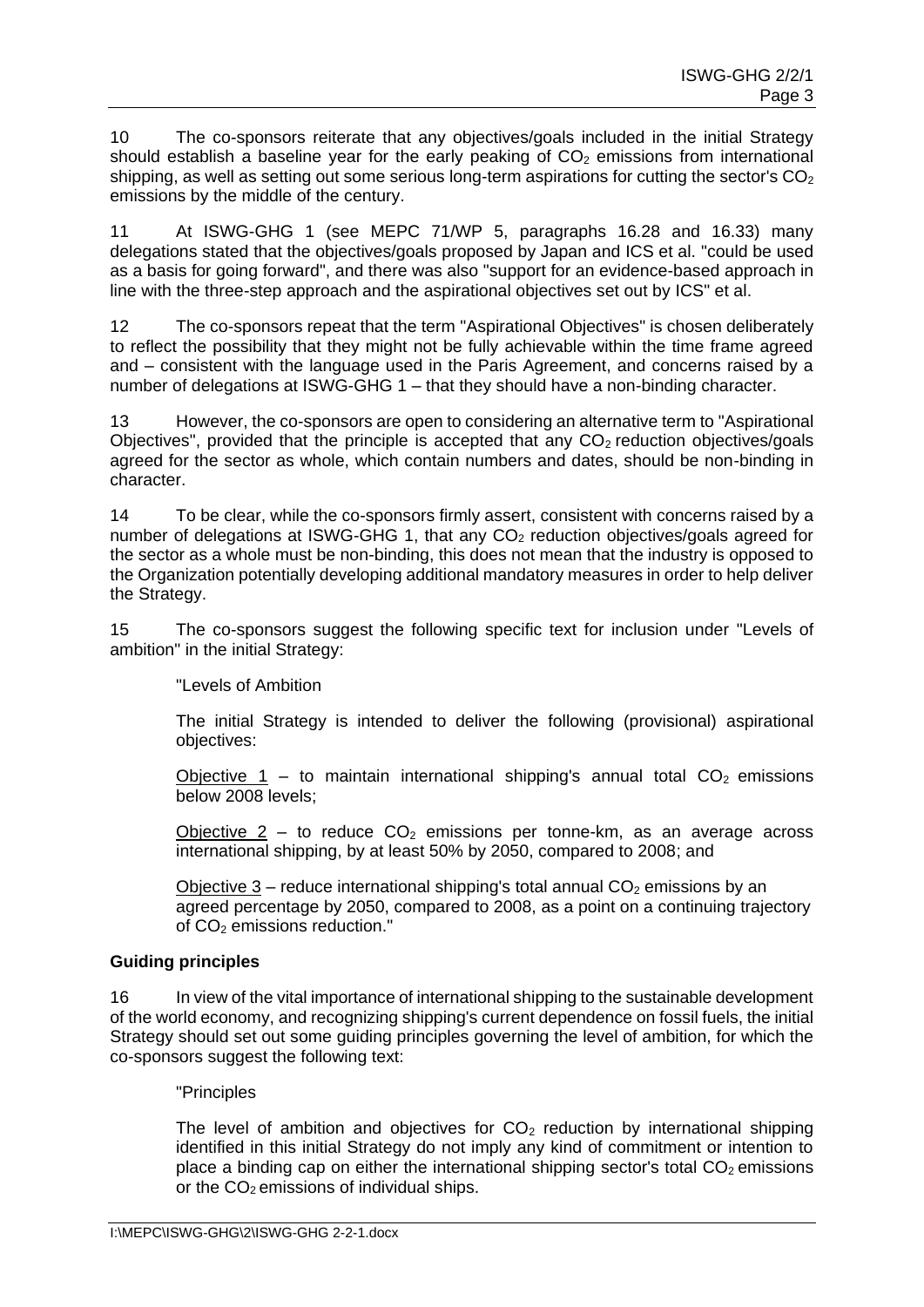10 The co-sponsors reiterate that any objectives/goals included in the initial Strategy should establish a baseline year for the early peaking of $CO_2$ emissions from international shipping, as well as setting out some serious long-term aspirations for cutting the sector's $CO_2$ emissions by the middle of the century.

11 At ISWG-GHG 1 (see MEPC 71/WP 5, paragraphs 16.28 and 16.33) many delegations stated that the objectives/goals proposed by Japan and ICS et al. "could be used as a basis for going forward", and there was also "support for an evidence-based approach in line with the three-step approach and the aspirational objectives set out by ICS" et al.

12 The co-sponsors repeat that the term "Aspirational Objectives" is chosen deliberately to reflect the possibility that they might not be fully achievable within the time frame agreed and – consistent with the language used in the Paris Agreement, and concerns raised by a number of delegations at ISWG-GHG 1 – that they should have a non-binding character.

13 However, the co-sponsors are open to considering an alternative term to "Aspirational Objectives", provided that the principle is accepted that any $CO_2$ reduction objectives/goals agreed for the sector as whole, which contain numbers and dates, should be non-binding in character.

14 To be clear, while the co-sponsors firmly assert, consistent with concerns raised by a number of delegations at ISWG-GHG 1, that any $CO_2$ reduction objectives/goals agreed for the sector as a whole must be non-binding, this does not mean that the industry is opposed to the Organization potentially developing additional mandatory measures in order to help deliver the Strategy.

15 The co-sponsors suggest the following specific text for inclusion under "Levels of ambition" in the initial Strategy:

> "Levels of Ambition
>
> The initial Strategy is intended to deliver the following (provisional) aspirational objectives:
>
> Objective 1 – to maintain international shipping's annual total $CO_2$ emissions below 2008 levels;
>
> Objective 2 – to reduce $CO_2$ emissions per tonne-km, as an average across international shipping, by at least 50% by 2050, compared to 2008; and
>
> Objective 3 – reduce international shipping's total annual $CO_2$ emissions by an agreed percentage by 2050, compared to 2008, as a point on a continuing trajectory of $CO_2$ emissions reduction."

**Guiding principles**

16 In view of the vital importance of international shipping to the sustainable development of the world economy, and recognizing shipping's current dependence on fossil fuels, the initial Strategy should set out some guiding principles governing the level of ambition, for which the co-sponsors suggest the following text:

> "Principles
>
> The level of ambition and objectives for $CO_2$ reduction by international shipping identified in this initial Strategy do not imply any kind of commitment or intention to place a binding cap on either the international shipping sector's total $CO_2$ emissions or the $CO_2$ emissions of individual ships.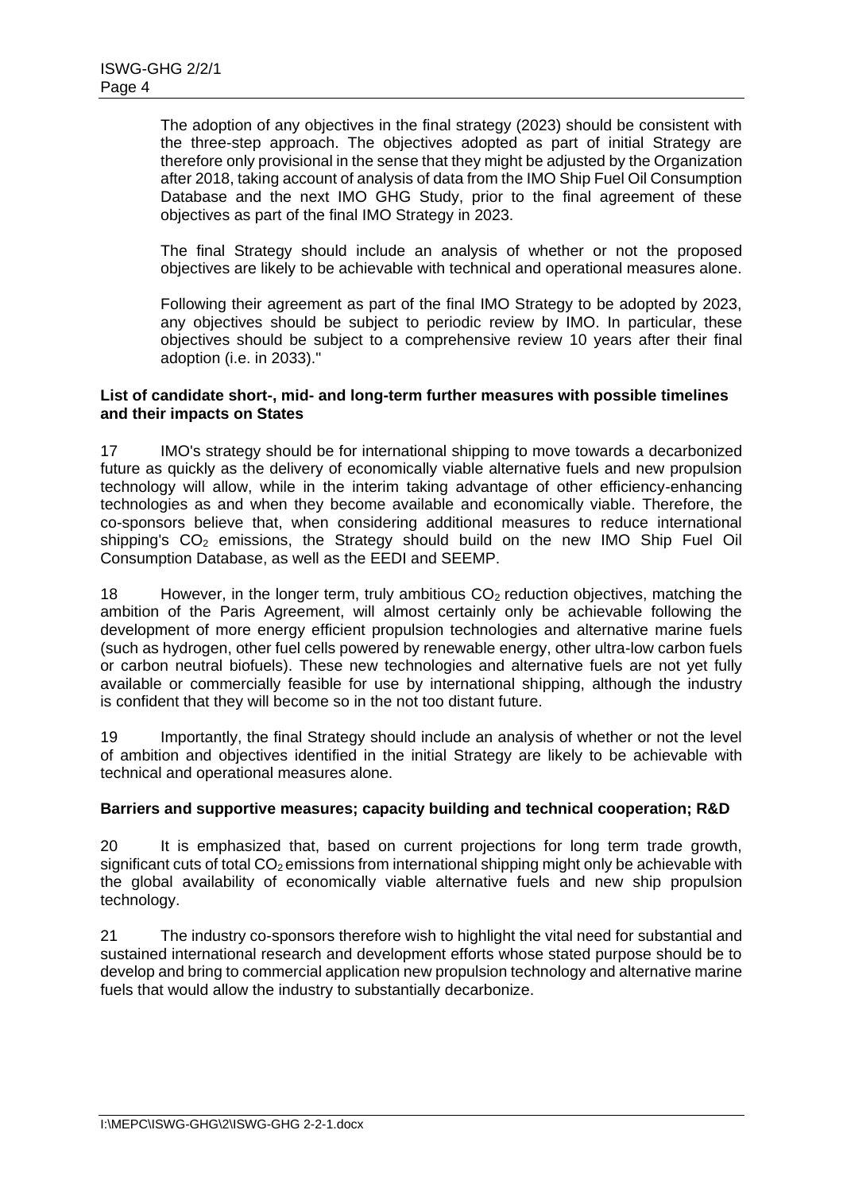The adoption of any objectives in the final strategy (2023) should be consistent with the three-step approach. The objectives adopted as part of initial Strategy are therefore only provisional in the sense that they might be adjusted by the Organization after 2018, taking account of analysis of data from the IMO Ship Fuel Oil Consumption Database and the next IMO GHG Study, prior to the final agreement of these objectives as part of the final IMO Strategy in 2023.

The final Strategy should include an analysis of whether or not the proposed objectives are likely to be achievable with technical and operational measures alone.

Following their agreement as part of the final IMO Strategy to be adopted by 2023, any objectives should be subject to periodic review by IMO. In particular, these objectives should be subject to a comprehensive review 10 years after their final adoption (i.e. in 2033)."

**List of candidate short-, mid- and long-term further measures with possible timelines and their impacts on States**

17 IMO's strategy should be for international shipping to move towards a decarbonized future as quickly as the delivery of economically viable alternative fuels and new propulsion technology will allow, while in the interim taking advantage of other efficiency-enhancing technologies as and when they become available and economically viable. Therefore, the co-sponsors believe that, when considering additional measures to reduce international shipping's $CO_2$ emissions, the Strategy should build on the new IMO Ship Fuel Oil Consumption Database, as well as the EEDI and SEEMP.

18 However, in the longer term, truly ambitious $CO_2$ reduction objectives, matching the ambition of the Paris Agreement, will almost certainly only be achievable following the development of more energy efficient propulsion technologies and alternative marine fuels (such as hydrogen, other fuel cells powered by renewable energy, other ultra-low carbon fuels or carbon neutral biofuels). These new technologies and alternative fuels are not yet fully available or commercially feasible for use by international shipping, although the industry is confident that they will become so in the not too distant future.

19 Importantly, the final Strategy should include an analysis of whether or not the level of ambition and objectives identified in the initial Strategy are likely to be achievable with technical and operational measures alone.

**Barriers and supportive measures; capacity building and technical cooperation; R&D**

20 It is emphasized that, based on current projections for long term trade growth, significant cuts of total $CO_2$ emissions from international shipping might only be achievable with the global availability of economically viable alternative fuels and new ship propulsion technology.

21 The industry co-sponsors therefore wish to highlight the vital need for substantial and sustained international research and development efforts whose stated purpose should be to develop and bring to commercial application new propulsion technology and alternative marine fuels that would allow the industry to substantially decarbonize.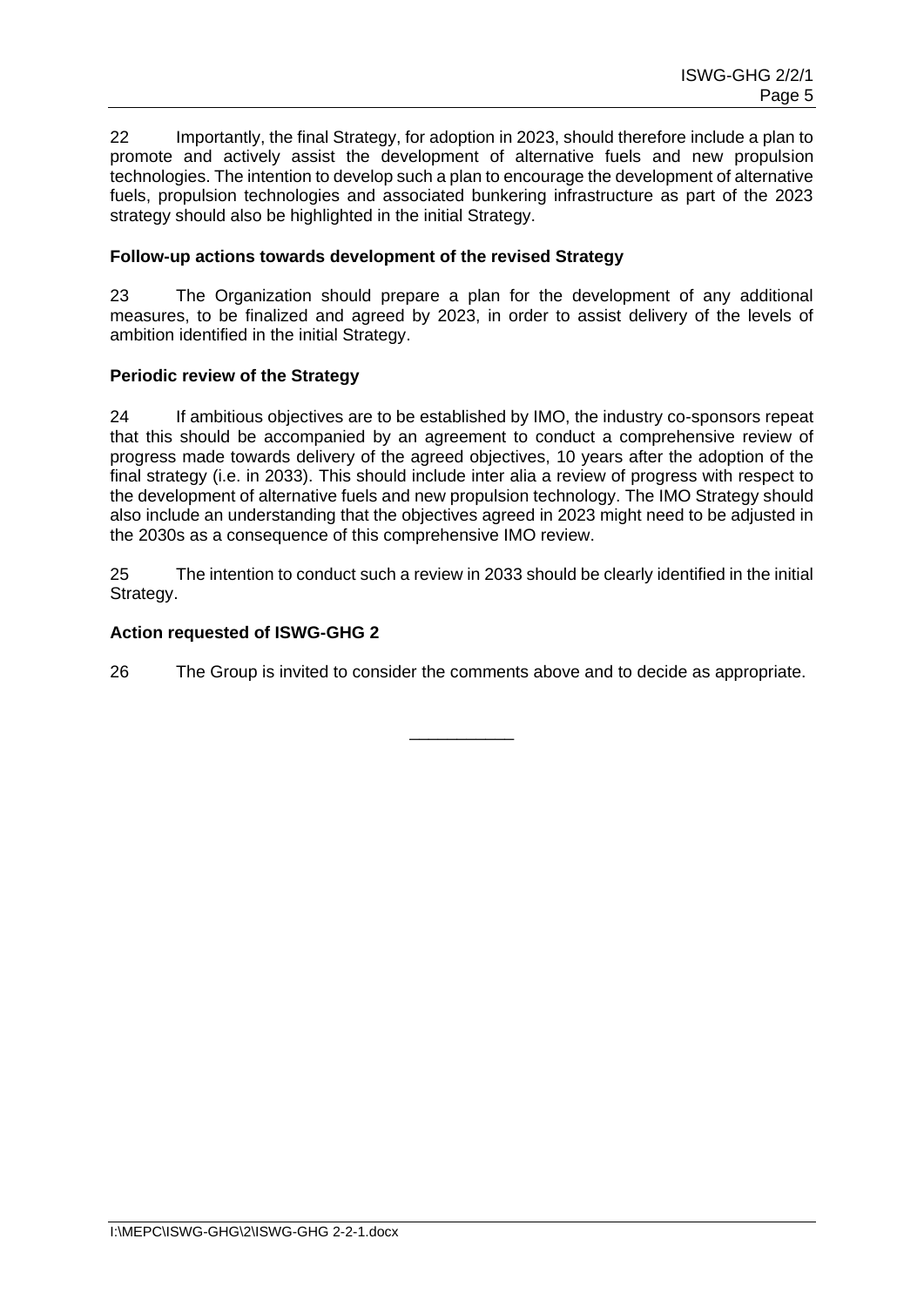22 Importantly, the final Strategy, for adoption in 2023, should therefore include a plan to promote and actively assist the development of alternative fuels and new propulsion technologies. The intention to develop such a plan to encourage the development of alternative fuels, propulsion technologies and associated bunkering infrastructure as part of the 2023 strategy should also be highlighted in the initial Strategy.

**Follow-up actions towards development of the revised Strategy**

23 The Organization should prepare a plan for the development of any additional measures, to be finalized and agreed by 2023, in order to assist delivery of the levels of ambition identified in the initial Strategy.

**Periodic review of the Strategy**

24 If ambitious objectives are to be established by IMO, the industry co-sponsors repeat that this should be accompanied by an agreement to conduct a comprehensive review of progress made towards delivery of the agreed objectives, 10 years after the adoption of the final strategy (i.e. in 2033). This should include inter alia a review of progress with respect to the development of alternative fuels and new propulsion technology. The IMO Strategy should also include an understanding that the objectives agreed in 2023 might need to be adjusted in the 2030s as a consequence of this comprehensive IMO review.

25 The intention to conduct such a review in 2033 should be clearly identified in the initial Strategy.

**Action requested of ISWG-GHG 2**

26 The Group is invited to consider the comments above and to decide as appropriate.

___________